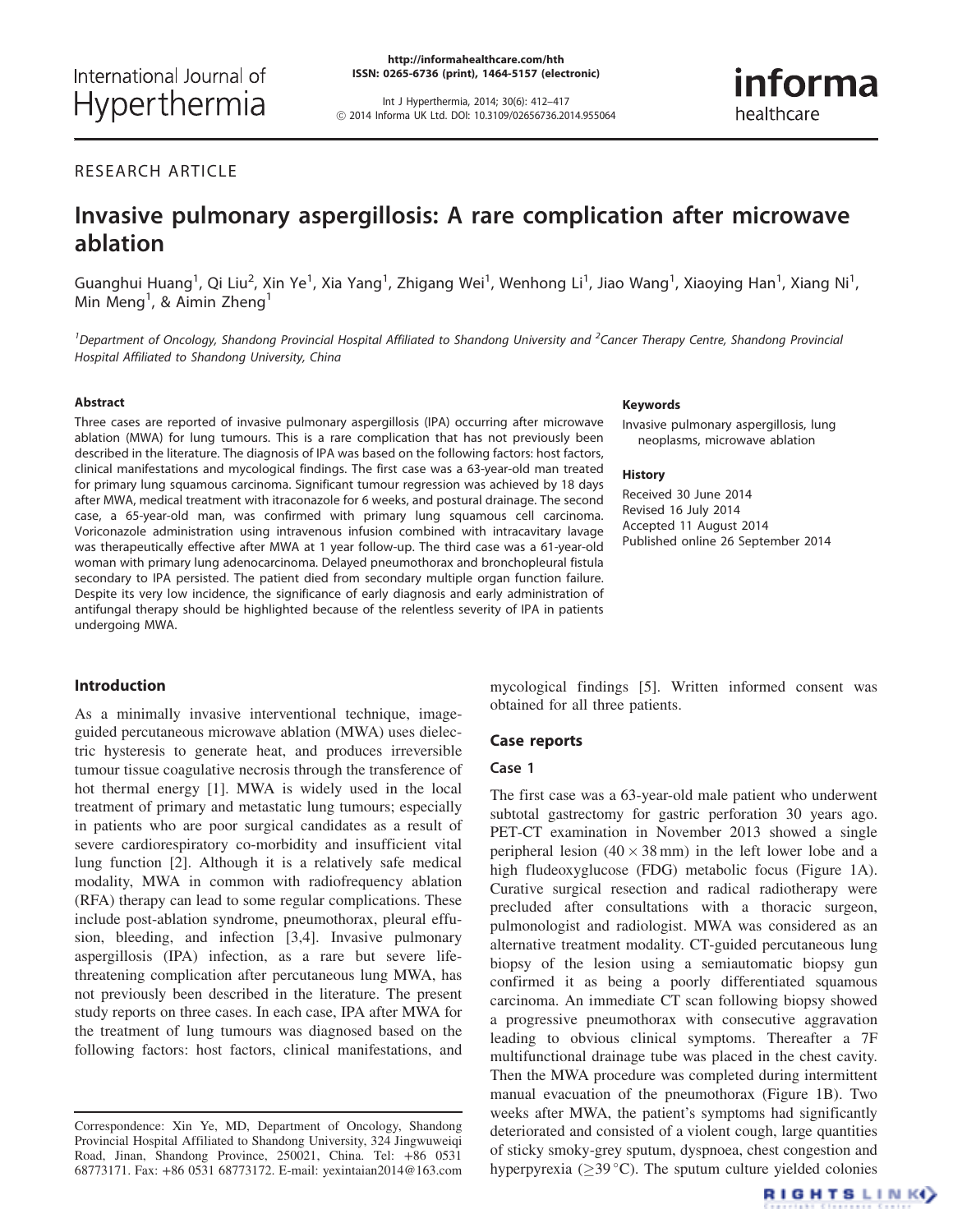RESEARCH ARTICLE

# Invasive pulmonary aspergillosis: A rare complication after microwave ablation

Guanghui Huang[1], Qi Liu[2], Xin Ye[1], Xia Yang[1], Zhigang Wei[1], Wenhong Li[1], Jiao Wang[1], Xiaoying Han[1], Xiang Ni[1], Min Meng[1], & Aimin Zheng[1]

*[1]Department of Oncology, Shandong Provincial Hospital Affiliated to Shandong University and [2]Cancer Therapy Centre, Shandong Provincial Hospital Affiliated to Shandong University, China*

### Abstract

Three cases are reported of invasive pulmonary aspergillosis (IPA) occurring after microwave ablation (MWA) for lung tumours. This is a rare complication that has not previously been described in the literature. The diagnosis of IPA was based on the following factors: host factors, clinical manifestations and mycological findings. The first case was a 63-year-old man treated for primary lung squamous carcinoma. Significant tumour regression was achieved by 18 days after MWA, medical treatment with itraconazole for 6 weeks, and postural drainage. The second case, a 65-year-old man, was confirmed with primary lung squamous cell carcinoma. Voriconazole administration using intravenous infusion combined with intracavitary lavage was therapeutically effective after MWA at 1 year follow-up. The third case was a 61-year-old woman with primary lung adenocarcinoma. Delayed pneumothorax and bronchopleural fistula secondary to IPA persisted. The patient died from secondary multiple organ function failure. Despite its very low incidence, the significance of early diagnosis and early administration of antifungal therapy should be highlighted because of the relentless severity of IPA in patients undergoing MWA.

### Keywords

Invasive pulmonary aspergillosis, lung neoplasms, microwave ablation

### History

Received 30 June 2014
Revised 16 July 2014
Accepted 11 August 2014
Published online 26 September 2014

## Introduction

As a minimally invasive interventional technique, image-guided percutaneous microwave ablation (MWA) uses dielectric hysteresis to generate heat, and produces irreversible tumour tissue coagulative necrosis through the transference of hot thermal energy [1]. MWA is widely used in the local treatment of primary and metastatic lung tumours; especially in patients who are poor surgical candidates as a result of severe cardiorespiratory co-morbidity and insufficient vital lung function [2]. Although it is a relatively safe medical modality, MWA in common with radiofrequency ablation (RFA) therapy can lead to some regular complications. These include post-ablation syndrome, pneumothorax, pleural effusion, bleeding, and infection [3,4]. Invasive pulmonary aspergillosis (IPA) infection, as a rare but severe life-threatening complication after percutaneous lung MWA, has not previously been described in the literature. The present study reports on three cases. In each case, IPA after MWA for the treatment of lung tumours was diagnosed based on the following factors: host factors, clinical manifestations, and mycological findings [5]. Written informed consent was obtained for all three patients.

## Case reports

### Case 1

The first case was a 63-year-old male patient who underwent subtotal gastrectomy for gastric perforation 30 years ago. PET-CT examination in November 2013 showed a single peripheral lesion ($40 \times 38$ mm) in the left lower lobe and a high fludeoxyglucose (FDG) metabolic focus (Figure 1A). Curative surgical resection and radical radiotherapy were precluded after consultations with a thoracic surgeon, pulmonologist and radiologist. MWA was considered as an alternative treatment modality. CT-guided percutaneous lung biopsy of the lesion using a semiautomatic biopsy gun confirmed it as being a poorly differentiated squamous carcinoma. An immediate CT scan following biopsy showed a progressive pneumothorax with consecutive aggravation leading to obvious clinical symptoms. Thereafter a 7F multifunctional drainage tube was placed in the chest cavity. Then the MWA procedure was completed during intermittent manual evacuation of the pneumothorax (Figure 1B). Two weeks after MWA, the patient's symptoms had significantly deteriorated and consisted of a violent cough, large quantities of sticky smoky-grey sputum, dyspnoea, chest congestion and hyperpyrexia ($\geq 39\,^{\circ}$C). The sputum culture yielded colonies

Correspondence: Xin Ye, MD, Department of Oncology, Shandong Provincial Hospital Affiliated to Shandong University, 324 Jingwuweiqi Road, Jinan, Shandong Province, 250021, China. Tel: +86 0531 68773171. Fax: +86 0531 68773172. E-mail: yexintaian2014@163.com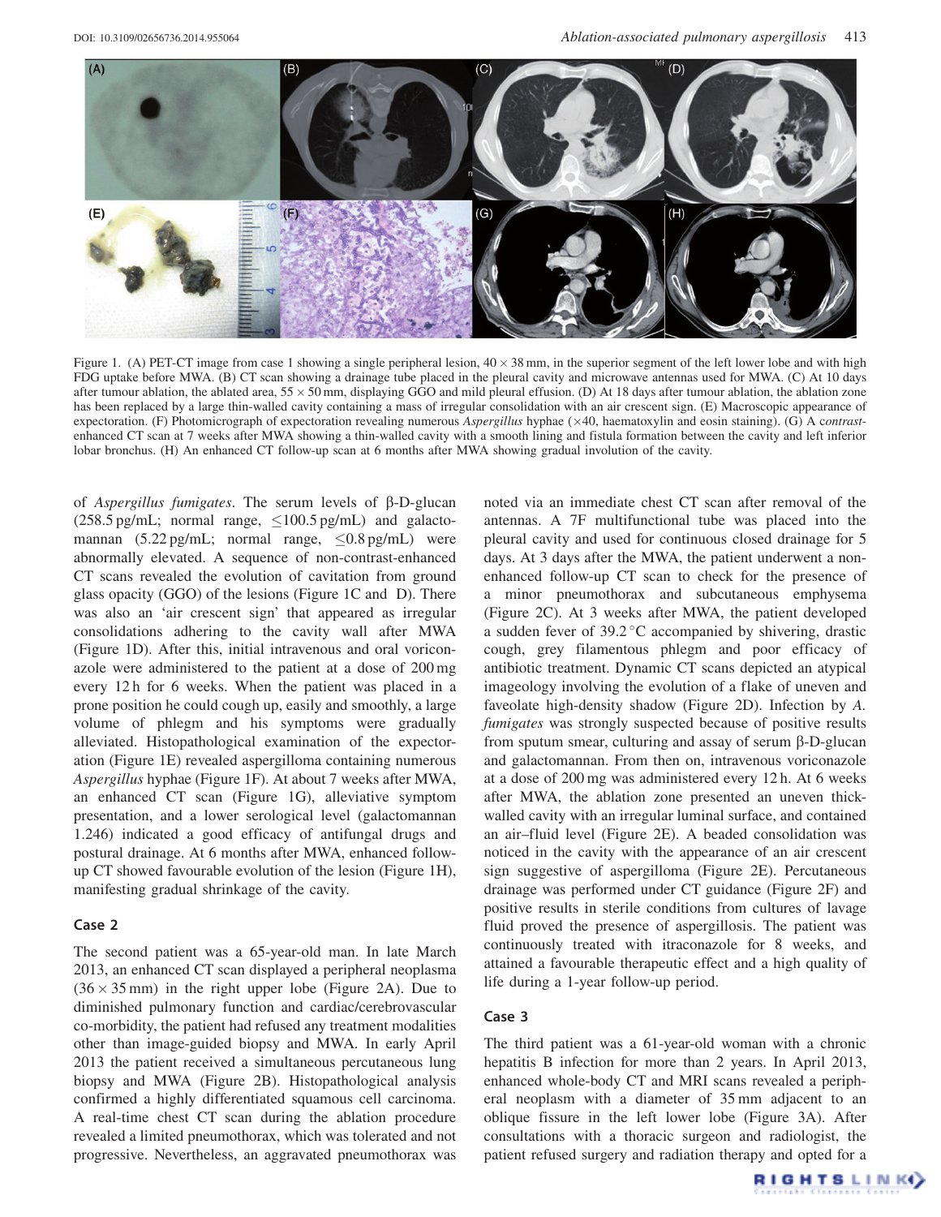Figure 1. (A) PET-CT image from case 1 showing a single peripheral lesion, 40 × 38 mm, in the superior segment of the left lower lobe and with high FDG uptake before MWA. (B) CT scan showing a drainage tube placed in the pleural cavity and microwave antennas used for MWA. (C) At 10 days after tumour ablation, the ablated area, 55 × 50 mm, displaying GGO and mild pleural effusion. (D) At 18 days after tumour ablation, the ablation zone has been replaced by a large thin-walled cavity containing a mass of irregular consolidation with an air crescent sign. (E) Macroscopic appearance of expectoration. (F) Photomicrograph of expectoration revealing numerous *Aspergillus* hyphae (×40, haematoxylin and eosin staining). (G) A *contrast*-enhanced CT scan at 7 weeks after MWA showing a thin-walled cavity with a smooth lining and fistula formation between the cavity and left inferior lobar bronchus. (H) An enhanced CT follow-up scan at 6 months after MWA showing gradual involution of the cavity.

of *Aspergillus fumigates*. The serum levels of β-D-glucan (258.5 pg/mL; normal range, ≤100.5 pg/mL) and galactomannan (5.22 pg/mL; normal range, ≤0.8 pg/mL) were abnormally elevated. A sequence of non-contrast-enhanced CT scans revealed the evolution of cavitation from ground glass opacity (GGO) of the lesions (Figure 1C and D). There was also an 'air crescent sign' that appeared as irregular consolidations adhering to the cavity wall after MWA (Figure 1D). After this, initial intravenous and oral voriconazole were administered to the patient at a dose of 200 mg every 12 h for 6 weeks. When the patient was placed in a prone position he could cough up, easily and smoothly, a large volume of phlegm and his symptoms were gradually alleviated. Histopathological examination of the expectoration (Figure 1E) revealed aspergilloma containing numerous *Aspergillus* hyphae (Figure 1F). At about 7 weeks after MWA, an enhanced CT scan (Figure 1G), alleviative symptom presentation, and a lower serological level (galactomannan 1.246) indicated a good efficacy of antifungal drugs and postural drainage. At 6 months after MWA, enhanced follow-up CT showed favourable evolution of the lesion (Figure 1H), manifesting gradual shrinkage of the cavity.

## Case 2

The second patient was a 65-year-old man. In late March 2013, an enhanced CT scan displayed a peripheral neoplasma (36 × 35 mm) in the right upper lobe (Figure 2A). Due to diminished pulmonary function and cardiac/cerebrovascular co-morbidity, the patient had refused any treatment modalities other than image-guided biopsy and MWA. In early April 2013 the patient received a simultaneous percutaneous lung biopsy and MWA (Figure 2B). Histopathological analysis confirmed a highly differentiated squamous cell carcinoma. A real-time chest CT scan during the ablation procedure revealed a limited pneumothorax, which was tolerated and not progressive. Nevertheless, an aggravated pneumothorax was noted via an immediate chest CT scan after removal of the antennas. A 7F multifunctional tube was placed into the pleural cavity and used for continuous closed drainage for 5 days. At 3 days after the MWA, the patient underwent a non-enhanced follow-up CT scan to check for the presence of a minor pneumothorax and subcutaneous emphysema (Figure 2C). At 3 weeks after MWA, the patient developed a sudden fever of 39.2 °C accompanied by shivering, drastic cough, grey filamentous phlegm and poor efficacy of antibiotic treatment. Dynamic CT scans depicted an atypical imageology involving the evolution of a flake of uneven and faveolate high-density shadow (Figure 2D). Infection by *A. fumigates* was strongly suspected because of positive results from sputum smear, culturing and assay of serum β-D-glucan and galactomannan. From then on, intravenous voriconazole at a dose of 200 mg was administered every 12 h. At 6 weeks after MWA, the ablation zone presented an uneven thick-walled cavity with an irregular luminal surface, and contained an air–fluid level (Figure 2E). A beaded consolidation was noticed in the cavity with the appearance of an air crescent sign suggestive of aspergilloma (Figure 2E). Percutaneous drainage was performed under CT guidance (Figure 2F) and positive results in sterile conditions from cultures of lavage fluid proved the presence of aspergillosis. The patient was continuously treated with itraconazole for 8 weeks, and attained a favourable therapeutic effect and a high quality of life during a 1-year follow-up period.

## Case 3

The third patient was a 61-year-old woman with a chronic hepatitis B infection for more than 2 years. In April 2013, enhanced whole-body CT and MRI scans revealed a peripheral neoplasm with a diameter of 35 mm adjacent to an oblique fissure in the left lower lobe (Figure 3A). After consultations with a thoracic surgeon and radiologist, the patient refused surgery and radiation therapy and opted for a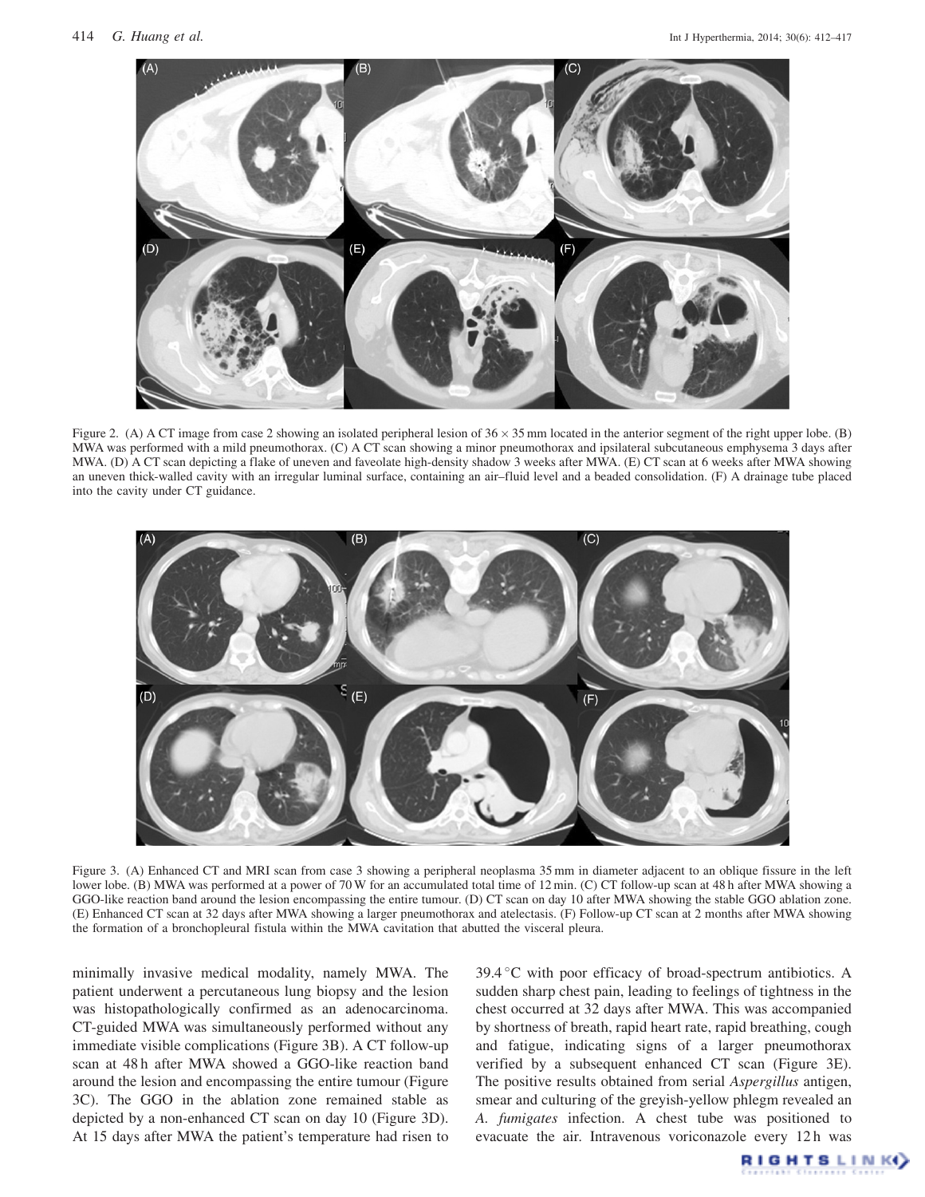Figure 2. (A) A CT image from case 2 showing an isolated peripheral lesion of 36 × 35 mm located in the anterior segment of the right upper lobe. (B) MWA was performed with a mild pneumothorax. (C) A CT scan showing a minor pneumothorax and ipsilateral subcutaneous emphysema 3 days after MWA. (D) A CT scan depicting a flake of uneven and faveolate high-density shadow 3 weeks after MWA. (E) CT scan at 6 weeks after MWA showing an uneven thick-walled cavity with an irregular luminal surface, containing an air–fluid level and a beaded consolidation. (F) A drainage tube placed into the cavity under CT guidance.

Figure 3. (A) Enhanced CT and MRI scan from case 3 showing a peripheral neoplasma 35 mm in diameter adjacent to an oblique fissure in the left lower lobe. (B) MWA was performed at a power of 70 W for an accumulated total time of 12 min. (C) CT follow-up scan at 48 h after MWA showing a GGO-like reaction band around the lesion encompassing the entire tumour. (D) CT scan on day 10 after MWA showing the stable GGO ablation zone. (E) Enhanced CT scan at 32 days after MWA showing a larger pneumothorax and atelectasis. (F) Follow-up CT scan at 2 months after MWA showing the formation of a bronchopleural fistula within the MWA cavitation that abutted the visceral pleura.

minimally invasive medical modality, namely MWA. The patient underwent a percutaneous lung biopsy and the lesion was histopathologically confirmed as an adenocarcinoma. CT-guided MWA was simultaneously performed without any immediate visible complications (Figure 3B). A CT follow-up scan at 48 h after MWA showed a GGO-like reaction band around the lesion and encompassing the entire tumour (Figure 3C). The GGO in the ablation zone remained stable as depicted by a non-enhanced CT scan on day 10 (Figure 3D). At 15 days after MWA the patient's temperature had risen to 39.4 °C with poor efficacy of broad-spectrum antibiotics. A sudden sharp chest pain, leading to feelings of tightness in the chest occurred at 32 days after MWA. This was accompanied by shortness of breath, rapid heart rate, rapid breathing, cough and fatigue, indicating signs of a larger pneumothorax verified by a subsequent enhanced CT scan (Figure 3E). The positive results obtained from serial *Aspergillus* antigen, smear and culturing of the greyish-yellow phlegm revealed an *A. fumigates* infection. A chest tube was positioned to evacuate the air. Intravenous voriconazole every 12 h was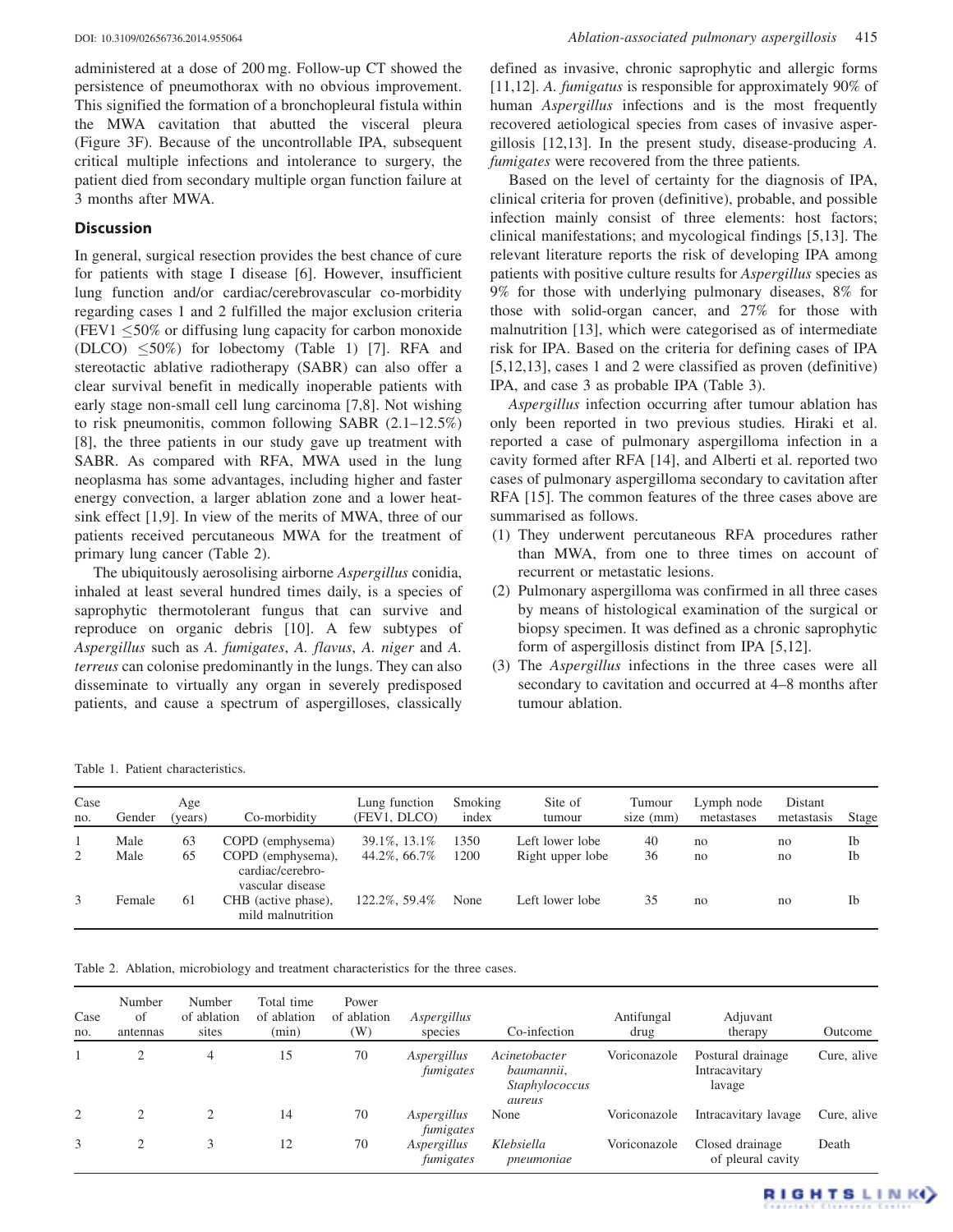administered at a dose of 200 mg. Follow-up CT showed the persistence of pneumothorax with no obvious improvement. This signified the formation of a bronchopleural fistula within the MWA cavitation that abutted the visceral pleura (Figure 3F). Because of the uncontrollable IPA, subsequent critical multiple infections and intolerance to surgery, the patient died from secondary multiple organ function failure at 3 months after MWA.

## Discussion

In general, surgical resection provides the best chance of cure for patients with stage I disease [6]. However, insufficient lung function and/or cardiac/cerebrovascular co-morbidity regarding cases 1 and 2 fulfilled the major exclusion criteria (FEV1 ≤50% or diffusing lung capacity for carbon monoxide (DLCO) ≤50%) for lobectomy (Table 1) [7]. RFA and stereotactic ablative radiotherapy (SABR) can also offer a clear survival benefit in medically inoperable patients with early stage non-small cell lung carcinoma [7,8]. Not wishing to risk pneumonitis, common following SABR (2.1–12.5%) [8], the three patients in our study gave up treatment with SABR. As compared with RFA, MWA used in the lung neoplasma has some advantages, including higher and faster energy convection, a larger ablation zone and a lower heat-sink effect [1,9]. In view of the merits of MWA, three of our patients received percutaneous MWA for the treatment of primary lung cancer (Table 2).

The ubiquitously aerosolising airborne *Aspergillus* conidia, inhaled at least several hundred times daily, is a species of saprophytic thermotolerant fungus that can survive and reproduce on organic debris [10]. A few subtypes of *Aspergillus* such as *A. fumigates*, *A. flavus*, *A. niger* and *A. terreus* can colonise predominantly in the lungs. They can also disseminate to virtually any organ in severely predisposed patients, and cause a spectrum of aspergilloses, classically defined as invasive, chronic saprophytic and allergic forms [11,12]. *A. fumigatus* is responsible for approximately 90% of human *Aspergillus* infections and is the most frequently recovered aetiological species from cases of invasive aspergillosis [12,13]. In the present study, disease-producing *A. fumigates* were recovered from the three patients.

Based on the level of certainty for the diagnosis of IPA, clinical criteria for proven (definitive), probable, and possible infection mainly consist of three elements: host factors; clinical manifestations; and mycological findings [5,13]. The relevant literature reports the risk of developing IPA among patients with positive culture results for *Aspergillus* species as 9% for those with underlying pulmonary diseases, 8% for those with solid-organ cancer, and 27% for those with malnutrition [13], which were categorised as of intermediate risk for IPA. Based on the criteria for defining cases of IPA [5,12,13], cases 1 and 2 were classified as proven (definitive) IPA, and case 3 as probable IPA (Table 3).

*Aspergillus* infection occurring after tumour ablation has only been reported in two previous studies. Hiraki et al. reported a case of pulmonary aspergilloma infection in a cavity formed after RFA [14], and Alberti et al. reported two cases of pulmonary aspergilloma secondary to cavitation after RFA [15]. The common features of the three cases above are summarised as follows.

1. They underwent percutaneous RFA procedures rather than MWA, from one to three times on account of recurrent or metastatic lesions.
2. Pulmonary aspergilloma was confirmed in all three cases by means of histological examination of the surgical or biopsy specimen. It was defined as a chronic saprophytic form of aspergillosis distinct from IPA [5,12].
3. The *Aspergillus* infections in the three cases were all secondary to cavitation and occurred at 4–8 months after tumour ablation.

Table 1. Patient characteristics.

| Case no. | Gender | Age (years) | Co-morbidity | Lung function (FEV1, DLCO) | Smoking index | Site of tumour | Tumour size (mm) | Lymph node metastases | Distant metastasis | Stage |
|---|---|---|---|---|---|---|---|---|---|---|
| 1 | Male | 63 | COPD (emphysema) | 39.1%, 13.1% | 1350 | Left lower lobe | 40 | no | no | Ib |
| 2 | Male | 65 | COPD (emphysema), cardiac/cerebro-vascular disease | 44.2%, 66.7% | 1200 | Right upper lobe | 36 | no | no | Ib |
| 3 | Female | 61 | CHB (active phase), mild malnutrition | 122.2%, 59.4% | None | Left lower lobe | 35 | no | no | Ib |

Table 2. Ablation, microbiology and treatment characteristics for the three cases.

| Case no. | Number of antennas | Number of ablation sites | Total time of ablation (min) | Power of ablation (W) | *Aspergillus* species | Co-infection | Antifungal drug | Adjuvant therapy | Outcome |
|---|---|---|---|---|---|---|---|---|---|
| 1 | 2 | 4 | 15 | 70 | *Aspergillus fumigates* | *Acinetobacter baumannii*, *Staphylococcus aureus* | Voriconazole | Postural drainage Intracavitary lavage | Cure, alive |
| 2 | 2 | 2 | 14 | 70 | *Aspergillus fumigates* | None | Voriconazole | Intracavitary lavage | Cure, alive |
| 3 | 2 | 3 | 12 | 70 | *Aspergillus fumigates* | *Klebsiella pneumoniae* | Voriconazole | Closed drainage of pleural cavity | Death |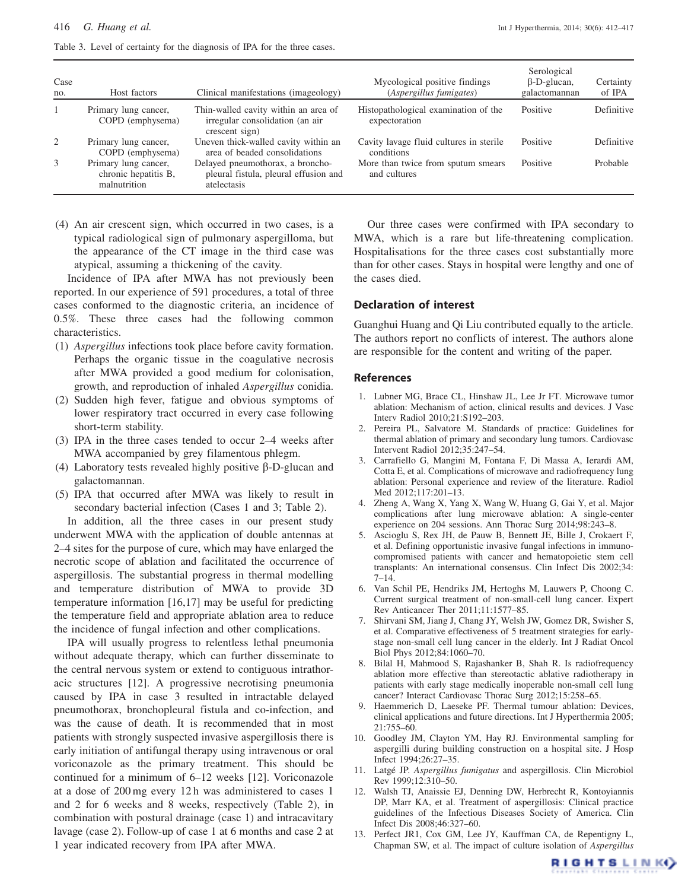Table 3. Level of certainty for the diagnosis of IPA for the three cases.

| Case no. | Host factors | Clinical manifestations (imageology) | Mycological positive findings (*Aspergillus fumigates*) | Serological β-D-glucan, galactomannan | Certainty of IPA |
|---|---|---|---|---|---|
| 1 | Primary lung cancer, COPD (emphysema) | Thin-walled cavity within an area of irregular consolidation (an air crescent sign) | Histopathological examination of the expectoration | Positive | Definitive |
| 2 | Primary lung cancer, COPD (emphysema) | Uneven thick-walled cavity within an area of beaded consolidations | Cavity lavage fluid cultures in sterile conditions | Positive | Definitive |
| 3 | Primary lung cancer, chronic hepatitis B, malnutrition | Delayed pneumothorax, a bronchopleural fistula, pleural effusion and atelectasis | More than twice from sputum smears and cultures | Positive | Probable |

(4) An air crescent sign, which occurred in two cases, is a typical radiological sign of pulmonary aspergilloma, but the appearance of the CT image in the third case was atypical, assuming a thickening of the cavity.

Incidence of IPA after MWA has not previously been reported. In our experience of 591 procedures, a total of three cases conformed to the diagnostic criteria, an incidence of 0.5%. These three cases had the following common characteristics.

(1) *Aspergillus* infections took place before cavity formation. Perhaps the organic tissue in the coagulative necrosis after MWA provided a good medium for colonisation, growth, and reproduction of inhaled *Aspergillus* conidia.
(2) Sudden high fever, fatigue and obvious symptoms of lower respiratory tract occurred in every case following short-term stability.
(3) IPA in the three cases tended to occur 2–4 weeks after MWA accompanied by grey filamentous phlegm.
(4) Laboratory tests revealed highly positive β-D-glucan and galactomannan.
(5) IPA that occurred after MWA was likely to result in secondary bacterial infection (Cases 1 and 3; Table 2).

In addition, all the three cases in our present study underwent MWA with the application of double antennas at 2–4 sites for the purpose of cure, which may have enlarged the necrotic scope of ablation and facilitated the occurrence of aspergillosis. The substantial progress in thermal modelling and temperature distribution of MWA to provide 3D temperature information [16,17] may be useful for predicting the temperature field and appropriate ablation area to reduce the incidence of fungal infection and other complications.

IPA will usually progress to relentless lethal pneumonia without adequate therapy, which can further disseminate to the central nervous system or extend to contiguous intrathoracic structures [12]. A progressive necrotising pneumonia caused by IPA in case 3 resulted in intractable delayed pneumothorax, bronchopleural fistula and co-infection, and was the cause of death. It is recommended that in most patients with strongly suspected invasive aspergillosis there is early initiation of antifungal therapy using intravenous or oral voriconazole as the primary treatment. This should be continued for a minimum of 6–12 weeks [12]. Voriconazole at a dose of 200 mg every 12 h was administered to cases 1 and 2 for 6 weeks and 8 weeks, respectively (Table 2), in combination with postural drainage (case 1) and intracavitary lavage (case 2). Follow-up of case 1 at 6 months and case 2 at 1 year indicated recovery from IPA after MWA.

Our three cases were confirmed with IPA secondary to MWA, which is a rare but life-threatening complication. Hospitalisations for the three cases cost substantially more than for other cases. Stays in hospital were lengthy and one of the cases died.

## Declaration of interest

Guanghui Huang and Qi Liu contributed equally to the article. The authors report no conflicts of interest. The authors alone are responsible for the content and writing of the paper.

## References

1. Lubner MG, Brace CL, Hinshaw JL, Lee JR FT. Microwave tumor ablation: Mechanism of action, clinical results and devices. J Vasc Interv Radiol 2010;21:S192–203.
2. Pereira PL, Salvatore M. Standards of practice: Guidelines for thermal ablation of primary and secondary lung tumors. Cardiovasc Intervent Radiol 2012;35:247–54.
3. Carrafiello G, Mangini M, Fontana F, Di Massa A, Ierardi AM, Cotta E, et al. Complications of microwave and radiofrequency lung ablation: Personal experience and review of the literature. Radiol Med 2012;117:201–13.
4. Zheng A, Wang X, Yang X, Wang W, Huang G, Gai Y, et al. Major complications after lung microwave ablation: A single-center experience on 204 sessions. Ann Thorac Surg 2014;98:243–8.
5. Ascioglu S, Rex JH, de Pauw B, Bennett JE, Bille J, Crokaert F, et al. Defining opportunistic invasive fungal infections in immunocompromised patients with cancer and hematopoietic stem cell transplants: An international consensus. Clin Infect Dis 2002;34: 7–14.
6. Van Schil PE, Hendriks JM, Hertoghs M, Lauwers P, Choong C. Current surgical treatment of non-small-cell lung cancer. Expert Rev Anticancer Ther 2011;11:1577–85.
7. Shirvani SM, Jiang J, Chang JY, Welsh JW, Gomez DR, Swisher S, et al. Comparative effectiveness of 5 treatment strategies for early-stage non-small cell lung cancer in the elderly. Int J Radiat Oncol Biol Phys 2012;84:1060–70.
8. Bilal H, Mahmood S, Rajashanker B, Shah R. Is radiofrequency ablation more effective than stereotactic ablative radiotherapy in patients with early stage medically inoperable non-small cell lung cancer? Interact Cardiovasc Thorac Surg 2012;15:258–65.
9. Haemmerich D, Laeseke PF. Thermal tumour ablation: Devices, clinical applications and future directions. Int J Hyperthermia 2005; 21:755–60.
10. Goodley JM, Clayton YM, Hay RJ. Environmental sampling for aspergilli during building construction on a hospital site. J Hosp Infect 1994;26:27–35.
11. Latgé JP. *Aspergillus fumigatus* and aspergillosis. Clin Microbiol Rev 1999;12:310–50.
12. Walsh TJ, Anaissie EJ, Denning DW, Herbrecht R, Kontoyiannis DP, Marr KA, et al. Treatment of aspergillosis: Clinical practice guidelines of the Infectious Diseases Society of America. Clin Infect Dis 2008;46:327–60.
13. Perfect JR1, Cox GM, Lee JY, Kauffman CA, de Repentigny L, Chapman SW, et al. The impact of culture isolation of *Aspergillus*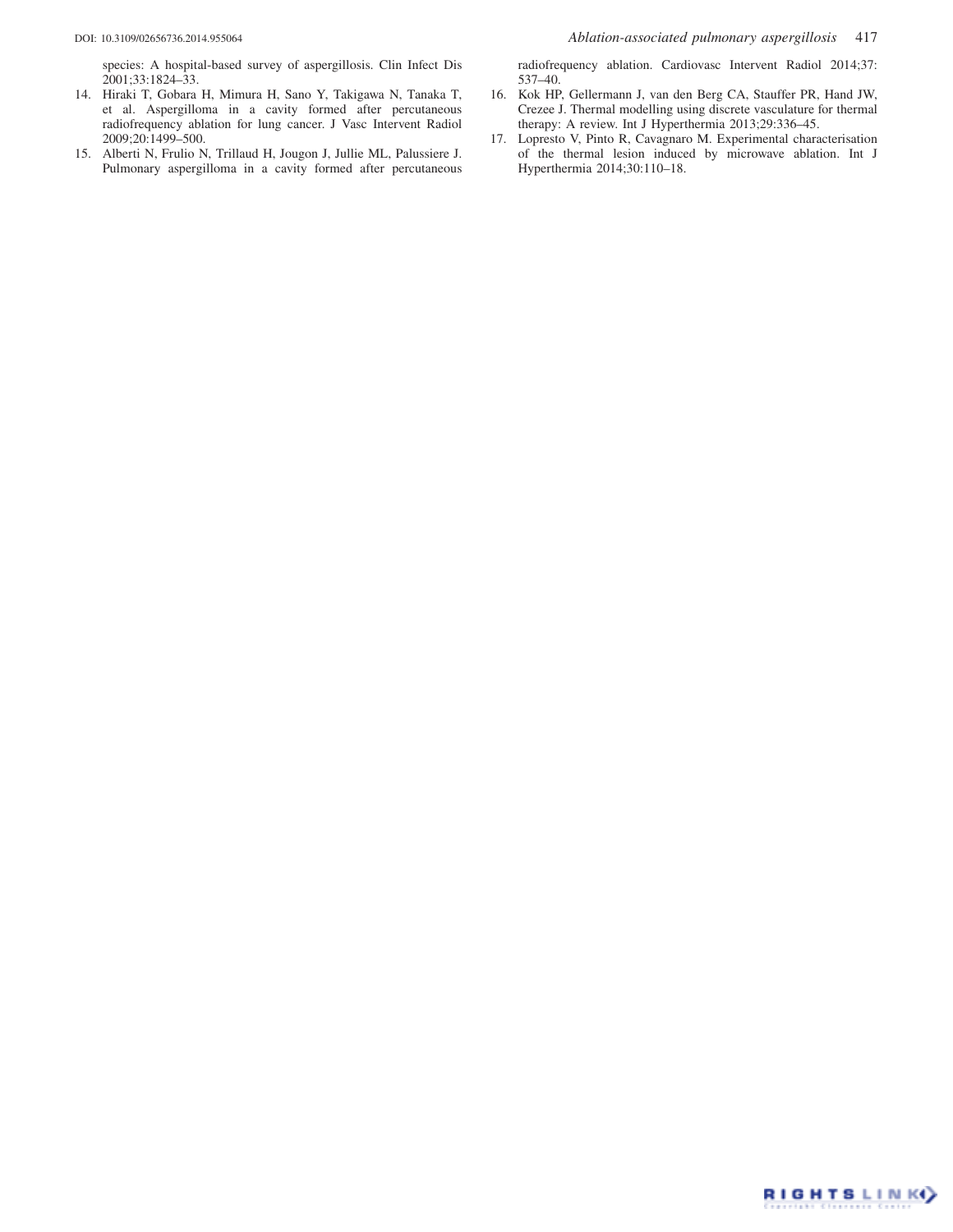species: A hospital-based survey of aspergillosis. Clin Infect Dis 2001;33:1824–33.

14. Hiraki T, Gobara H, Mimura H, Sano Y, Takigawa N, Tanaka T, et al. Aspergilloma in a cavity formed after percutaneous radiofrequency ablation for lung cancer. J Vasc Intervent Radiol 2009;20:1499–500.
15. Alberti N, Frulio N, Trillaud H, Jougon J, Jullie ML, Palussiere J. Pulmonary aspergilloma in a cavity formed after percutaneous radiofrequency ablation. Cardiovasc Intervent Radiol 2014;37: 537–40.
16. Kok HP, Gellermann J, van den Berg CA, Stauffer PR, Hand JW, Crezee J. Thermal modelling using discrete vasculature for thermal therapy: A review. Int J Hyperthermia 2013;29:336–45.
17. Lopresto V, Pinto R, Cavagnaro M. Experimental characterisation of the thermal lesion induced by microwave ablation. Int J Hyperthermia 2014;30:110–18.